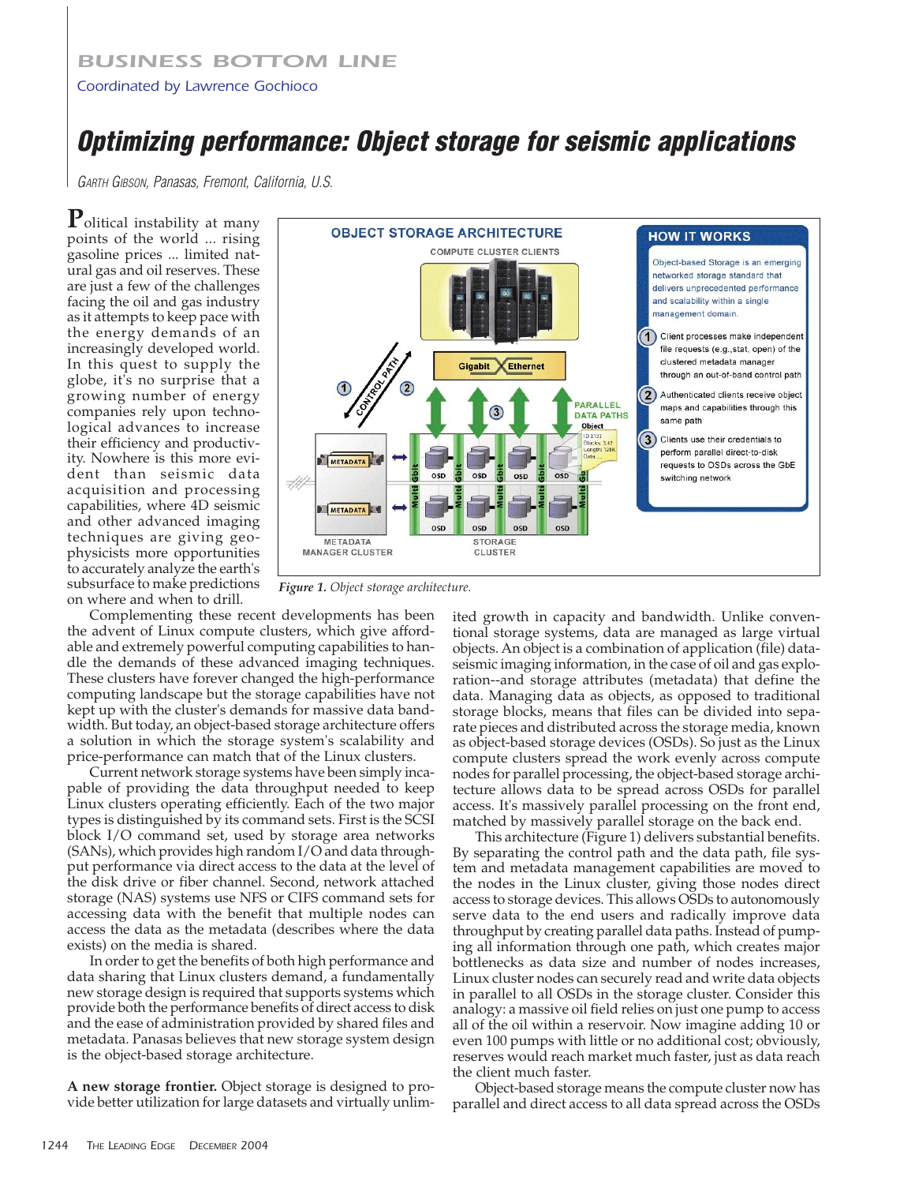BUSINESS BOTTOM LINE

Coordinated by Lawrence Gochioco

# Optimizing performance: Object storage for seismic applications

GARTH GIBSON, Panasas, Fremont, California, U.S.

Political instability at many points of the world ... rising gasoline prices ... limited natural gas and oil reserves. These are just a few of the challenges facing the oil and gas industry as it attempts to keep pace with the energy demands of an increasingly developed world. In this quest to supply the globe, it's no surprise that a growing number of energy companies rely upon technological advances to increase their efficiency and productivity. Nowhere is this more evident than seismic data acquisition and processing capabilities, where 4D seismic and other advanced imaging techniques are giving geophysicists more opportunities to accurately analyze the earth's subsurface to make predictions on where and when to drill.

*Figure 1. Object storage architecture.*

Complementing these recent developments has been the advent of Linux compute clusters, which give affordable and extremely powerful computing capabilities to handle the demands of these advanced imaging techniques. These clusters have forever changed the high-performance computing landscape but the storage capabilities have not kept up with the cluster's demands for massive data bandwidth. But today, an object-based storage architecture offers a solution in which the storage system's scalability and price-performance can match that of the Linux clusters.

Current network storage systems have been simply incapable of providing the data throughput needed to keep Linux clusters operating efficiently. Each of the two major types is distinguished by its command set. First is the SCSI block I/O command set, used by storage area networks (SANs), which provides high random I/O and data throughput performance via direct access to the data at the level of the disk drive or fiber channel. Second, network attached storage (NAS) systems use NFS or CIFS command sets for accessing data with the benefit that multiple nodes can access the data as the metadata (describes where the data exists) on the media is shared.

In order to get the benefits of both high performance and data sharing that Linux clusters demand, a fundamentally new storage design is required that supports systems which provide both the performance benefits of direct access to disk and the ease of administration provided by shared files and metadata. Panasas believes that new storage system design is the object-based storage architecture.

**A new storage frontier.** Object storage is designed to provide better utilization for large datasets and virtually unlimited growth in capacity and bandwidth. Unlike conventional storage systems, data are managed as large virtual objects. An object is a combination of application (file) data-seismic imaging information, in the case of oil and gas exploration--and storage attributes (metadata) that define the data. Managing data as objects, as opposed to traditional storage blocks, means that files can be divided into separate pieces and distributed across the storage media, known as object-based storage devices (OSDs). So just as the Linux compute clusters spread the work evenly across compute nodes for parallel processing, the object-based storage architecture allows data to be spread across OSDs for parallel access. It's massively parallel processing on the front end, matched by massively parallel storage on the back end.

This architecture (Figure 1) delivers substantial benefits. By separating the control path and the data path, file system and metadata management capabilities are moved to the nodes in the Linux cluster, giving those nodes direct access to storage devices. This allows OSDs to autonomously serve data to the end users and radically improve data throughput by creating parallel data paths. Instead of pumping all information through one path, which creates major bottlenecks as data size and number of nodes increases, Linux cluster nodes can securely read and write data objects in parallel to all OSDs in the storage cluster. Consider this analogy: a massive oil field relies on just one pump to access all of the oil within a reservoir. Now imagine adding 10 or even 100 pumps with little or no additional cost; obviously, reserves would reach market much faster, just as data reach the client much faster.

Object-based storage means the compute cluster now has parallel and direct access to all data spread across the OSDs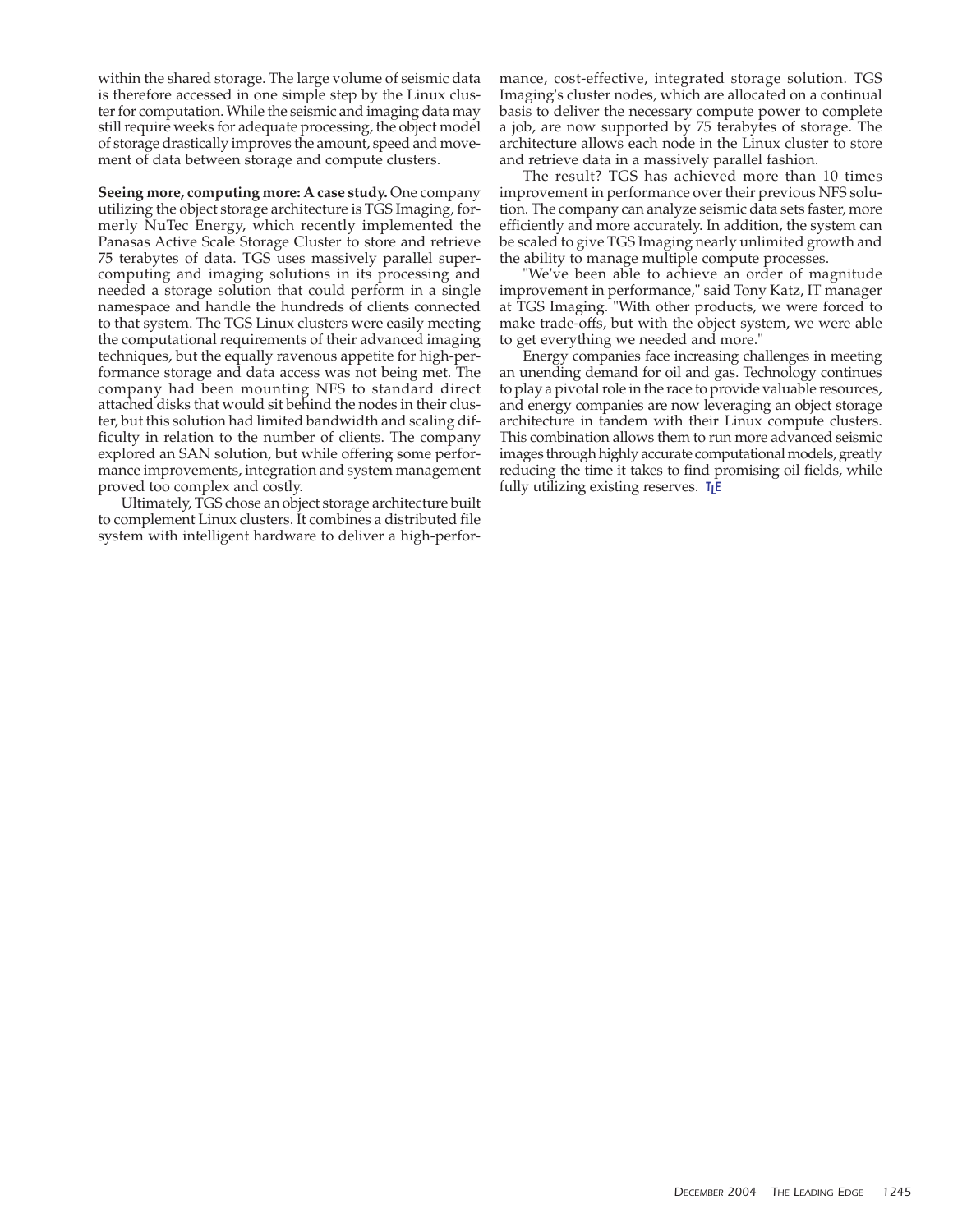within the shared storage. The large volume of seismic data is therefore accessed in one simple step by the Linux cluster for computation. While the seismic and imaging data may still require weeks for adequate processing, the object model of storage drastically improves the amount, speed and movement of data between storage and compute clusters.

**Seeing more, computing more: A case study.** One company utilizing the object storage architecture is TGS Imaging, formerly NuTec Energy, which recently implemented the Panasas Active Scale Storage Cluster to store and retrieve 75 terabytes of data. TGS uses massively parallel supercomputing and imaging solutions in its processing and needed a storage solution that could perform in a single namespace and handle the hundreds of clients connected to that system. The TGS Linux clusters were easily meeting the computational requirements of their advanced imaging techniques, but the equally ravenous appetite for high-performance storage and data access was not being met. The company had been mounting NFS to standard direct attached disks that would sit behind the nodes in their cluster, but this solution had limited bandwidth and scaling difficulty in relation to the number of clients. The company explored an SAN solution, but while offering some performance improvements, integration and system management proved too complex and costly.

Ultimately, TGS chose an object storage architecture built to complement Linux clusters. It combines a distributed file system with intelligent hardware to deliver a high-performance, cost-effective, integrated storage solution. TGS Imaging's cluster nodes, which are allocated on a continual basis to deliver the necessary compute power to complete a job, are now supported by 75 terabytes of storage. The architecture allows each node in the Linux cluster to store and retrieve data in a massively parallel fashion.

The result? TGS has achieved more than 10 times improvement in performance over their previous NFS solution. The company can analyze seismic data sets faster, more efficiently and more accurately. In addition, the system can be scaled to give TGS Imaging nearly unlimited growth and the ability to manage multiple compute processes.

"We've been able to achieve an order of magnitude improvement in performance," said Tony Katz, IT manager at TGS Imaging. "With other products, we were forced to make trade-offs, but with the object system, we were able to get everything we needed and more."

Energy companies face increasing challenges in meeting an unending demand for oil and gas. Technology continues to play a pivotal role in the race to provide valuable resources, and energy companies are now leveraging an object storage architecture in tandem with their Linux compute clusters. This combination allows them to run more advanced seismic images through highly accurate computational models, greatly reducing the time it takes to find promising oil fields, while fully utilizing existing reserves. TLE